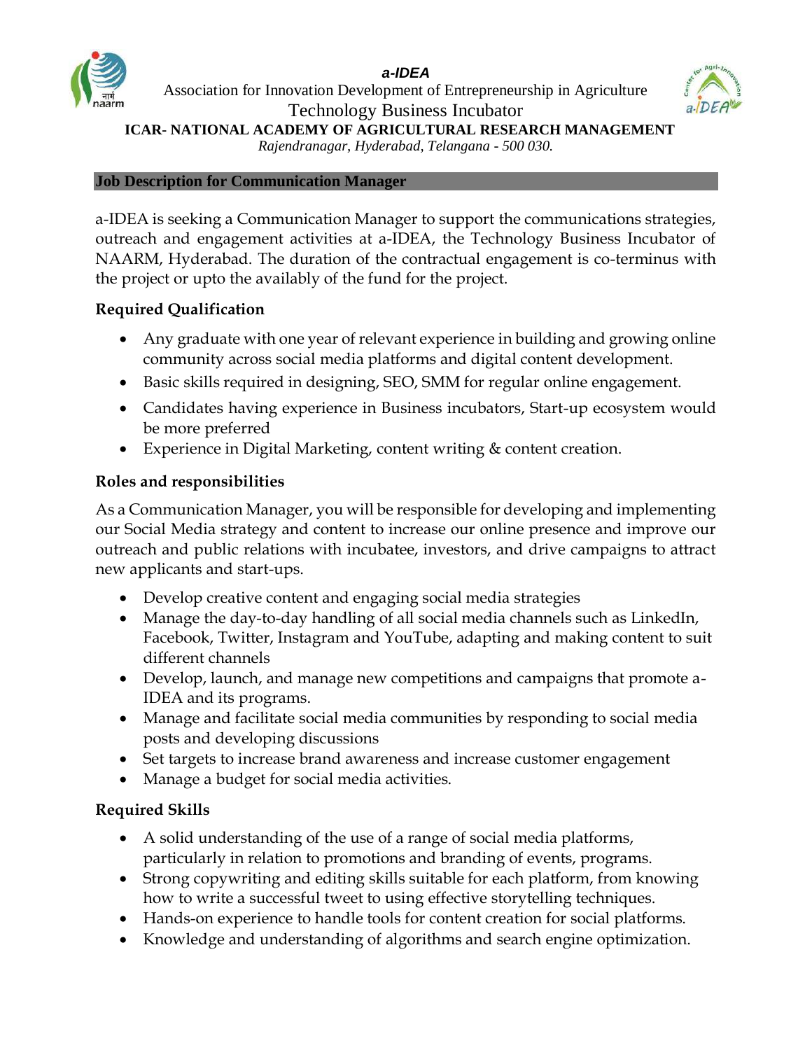**a-IDEA**

Association for Innovation Development of Entrepreneurship in Agriculture

Technology Business Incubator

**ICAR- NATIONAL ACADEMY OF AGRICULTURAL RESEARCH MANAGEMENT**

*Rajendranagar, Hyderabad, Telangana - 500 030.*

## Job Description for Communication Manager

a-IDEA is seeking a Communication Manager to support the communications strategies, outreach and engagement activities at a-IDEA, the Technology Business Incubator of NAARM, Hyderabad. The duration of the contractual engagement is co-terminus with the project or upto the availably of the fund for the project.

### Required Qualification

- Any graduate with one year of relevant experience in building and growing online community across social media platforms and digital content development.
- Basic skills required in designing, SEO, SMM for regular online engagement.
- Candidates having experience in Business incubators, Start-up ecosystem would be more preferred
- Experience in Digital Marketing, content writing & content creation.

### Roles and responsibilities

As a Communication Manager, you will be responsible for developing and implementing our Social Media strategy and content to increase our online presence and improve our outreach and public relations with incubatee, investors, and drive campaigns to attract new applicants and start-ups.

- Develop creative content and engaging social media strategies
- Manage the day-to-day handling of all social media channels such as LinkedIn, Facebook, Twitter, Instagram and YouTube, adapting and making content to suit different channels
- Develop, launch, and manage new competitions and campaigns that promote a-IDEA and its programs.
- Manage and facilitate social media communities by responding to social media posts and developing discussions
- Set targets to increase brand awareness and increase customer engagement
- Manage a budget for social media activities.

### Required Skills

- A solid understanding of the use of a range of social media platforms, particularly in relation to promotions and branding of events, programs.
- Strong copywriting and editing skills suitable for each platform, from knowing how to write a successful tweet to using effective storytelling techniques.
- Hands-on experience to handle tools for content creation for social platforms.
- Knowledge and understanding of algorithms and search engine optimization.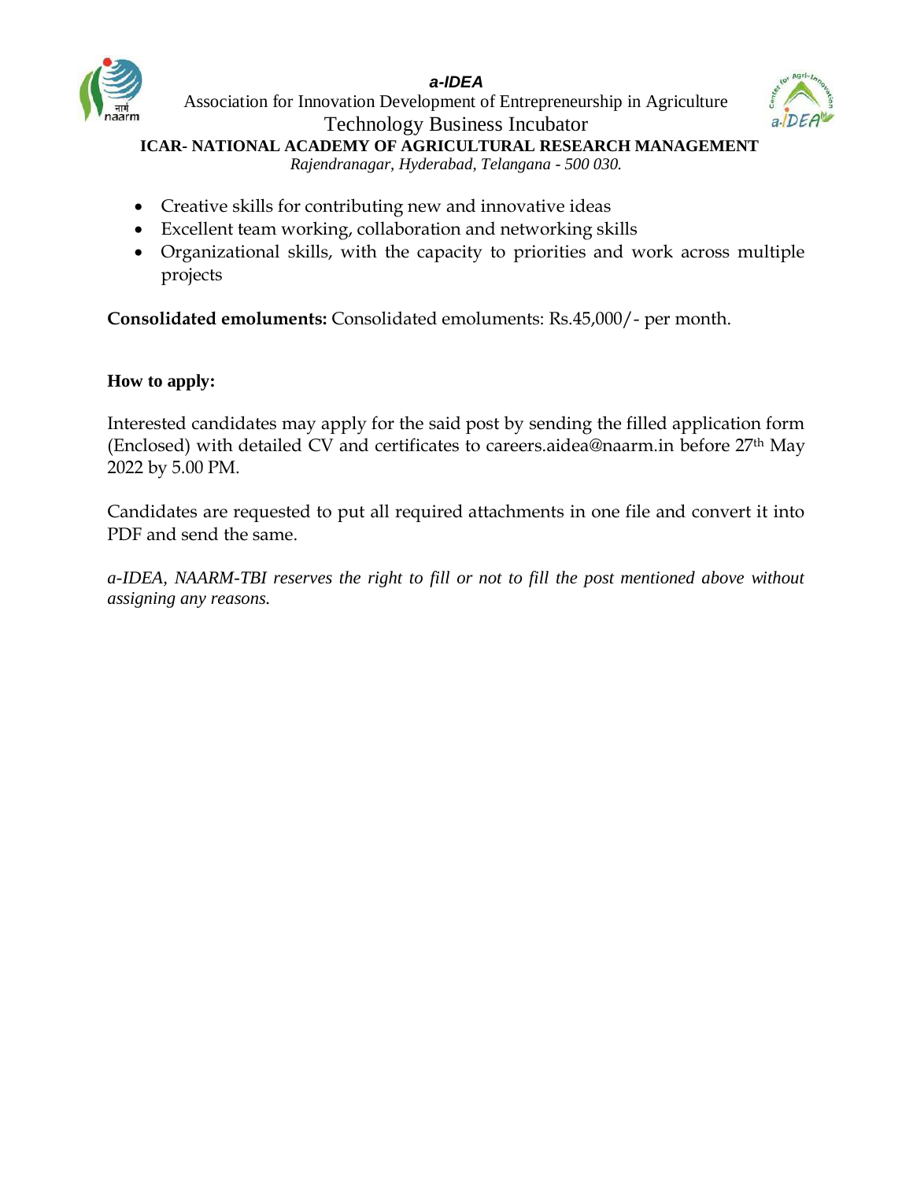- Creative skills for contributing new and innovative ideas
- Excellent team working, collaboration and networking skills
- Organizational skills, with the capacity to priorities and work across multiple projects

**Consolidated emoluments:** Consolidated emoluments: Rs.45,000/- per month.

**How to apply:**

Interested candidates may apply for the said post by sending the filled application form (Enclosed) with detailed CV and certificates to careers.aidea@naarm.in before 27th May 2022 by 5.00 PM.

Candidates are requested to put all required attachments in one file and convert it into PDF and send the same.

*a-IDEA, NAARM-TBI reserves the right to fill or not to fill the post mentioned above without assigning any reasons.*